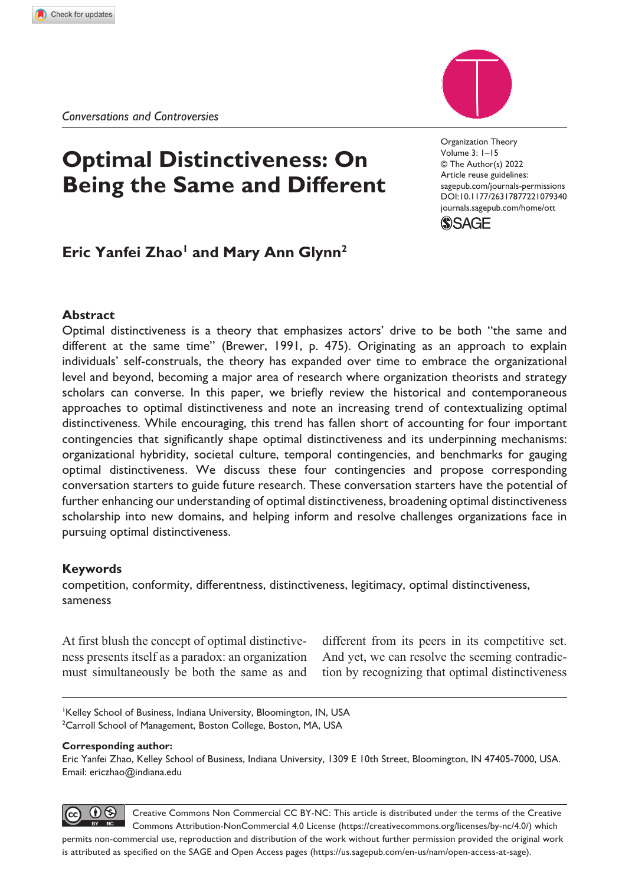*Conversations and Controversies*

# Optimal Distinctiveness: On Being the Same and Different

**Eric Yanfei Zhao[1] and Mary Ann Glynn[2]**

## Abstract

Optimal distinctiveness is a theory that emphasizes actors' drive to be both "the same and different at the same time" (Brewer, 1991, p. 475). Originating as an approach to explain individuals' self-construals, the theory has expanded over time to embrace the organizational level and beyond, becoming a major area of research where organization theorists and strategy scholars can converse. In this paper, we briefly review the historical and contemporaneous approaches to optimal distinctiveness and note an increasing trend of contextualizing optimal distinctiveness. While encouraging, this trend has fallen short of accounting for four important contingencies that significantly shape optimal distinctiveness and its underpinning mechanisms: organizational hybridity, societal culture, temporal contingencies, and benchmarks for gauging optimal distinctiveness. We discuss these four contingencies and propose corresponding conversation starters to guide future research. These conversation starters have the potential of further enhancing our understanding of optimal distinctiveness, broadening optimal distinctiveness scholarship into new domains, and helping inform and resolve challenges organizations face in pursuing optimal distinctiveness.

## Keywords

competition, conformity, differentness, distinctiveness, legitimacy, optimal distinctiveness, sameness

At first blush the concept of optimal distinctiveness presents itself as a paradox: an organization must simultaneously be both the same as and different from its peers in its competitive set. And yet, we can resolve the seeming contradiction by recognizing that optimal distinctiveness

[1]Kelley School of Business, Indiana University, Bloomington, IN, USA
[2]Carroll School of Management, Boston College, Boston, MA, USA

**Corresponding author:**
Eric Yanfei Zhao, Kelley School of Business, Indiana University, 1309 E 10th Street, Bloomington, IN 47405-7000, USA.
Email: ericzhao@indiana.edu

Creative Commons Non Commercial CC BY-NC: This article is distributed under the terms of the Creative Commons Attribution-NonCommercial 4.0 License (https://creativecommons.org/licenses/by-nc/4.0/) which permits non-commercial use, reproduction and distribution of the work without further permission provided the original work is attributed as specified on the SAGE and Open Access pages (https://us.sagepub.com/en-us/nam/open-access-at-sage).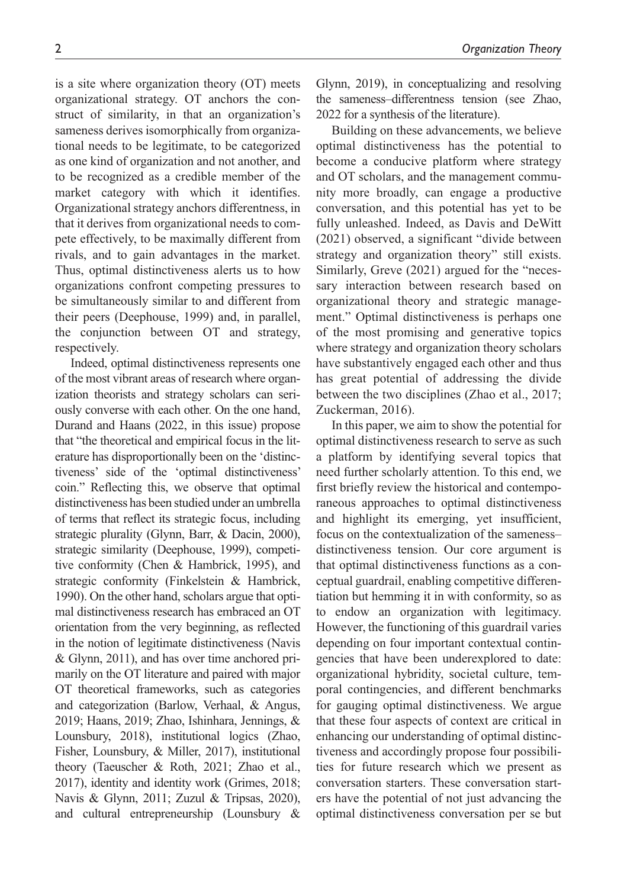is a site where organization theory (OT) meets organizational strategy. OT anchors the construct of similarity, in that an organization's sameness derives isomorphically from organizational needs to be legitimate, to be categorized as one kind of organization and not another, and to be recognized as a credible member of the market category with which it identifies. Organizational strategy anchors differentness, in that it derives from organizational needs to compete effectively, to be maximally different from rivals, and to gain advantages in the market. Thus, optimal distinctiveness alerts us to how organizations confront competing pressures to be simultaneously similar to and different from their peers (Deephouse, 1999) and, in parallel, the conjunction between OT and strategy, respectively.

Indeed, optimal distinctiveness represents one of the most vibrant areas of research where organization theorists and strategy scholars can seriously converse with each other. On the one hand, Durand and Haans (2022, in this issue) propose that "the theoretical and empirical focus in the literature has disproportionally been on the 'distinctiveness' side of the 'optimal distinctiveness' coin." Reflecting this, we observe that optimal distinctiveness has been studied under an umbrella of terms that reflect its strategic focus, including strategic plurality (Glynn, Barr, & Dacin, 2000), strategic similarity (Deephouse, 1999), competitive conformity (Chen & Hambrick, 1995), and strategic conformity (Finkelstein & Hambrick, 1990). On the other hand, scholars argue that optimal distinctiveness research has embraced an OT orientation from the very beginning, as reflected in the notion of legitimate distinctiveness (Navis & Glynn, 2011), and has over time anchored primarily on the OT literature and paired with major OT theoretical frameworks, such as categories and categorization (Barlow, Verhaal, & Angus, 2019; Haans, 2019; Zhao, Ishinhara, Jennings, & Lounsbury, 2018), institutional logics (Zhao, Fisher, Lounsbury, & Miller, 2017), institutional theory (Taeuscher & Roth, 2021; Zhao et al., 2017), identity and identity work (Grimes, 2018; Navis & Glynn, 2011; Zuzul & Tripsas, 2020), and cultural entrepreneurship (Lounsbury & Glynn, 2019), in conceptualizing and resolving the sameness–differentness tension (see Zhao, 2022 for a synthesis of the literature).

Building on these advancements, we believe optimal distinctiveness has the potential to become a conducive platform where strategy and OT scholars, and the management community more broadly, can engage a productive conversation, and this potential has yet to be fully unleashed. Indeed, as Davis and DeWitt (2021) observed, a significant "divide between strategy and organization theory" still exists. Similarly, Greve (2021) argued for the "necessary interaction between research based on organizational theory and strategic management." Optimal distinctiveness is perhaps one of the most promising and generative topics where strategy and organization theory scholars have substantively engaged each other and thus has great potential of addressing the divide between the two disciplines (Zhao et al., 2017; Zuckerman, 2016).

In this paper, we aim to show the potential for optimal distinctiveness research to serve as such a platform by identifying several topics that need further scholarly attention. To this end, we first briefly review the historical and contemporaneous approaches to optimal distinctiveness and highlight its emerging, yet insufficient, focus on the contextualization of the sameness–distinctiveness tension. Our core argument is that optimal distinctiveness functions as a conceptual guardrail, enabling competitive differentiation but hemming it in with conformity, so as to endow an organization with legitimacy. However, the functioning of this guardrail varies depending on four important contextual contingencies that have been underexplored to date: organizational hybridity, societal culture, temporal contingencies, and different benchmarks for gauging optimal distinctiveness. We argue that these four aspects of context are critical in enhancing our understanding of optimal distinctiveness and accordingly propose four possibilities for future research which we present as conversation starters. These conversation starters have the potential of not just advancing the optimal distinctiveness conversation per se but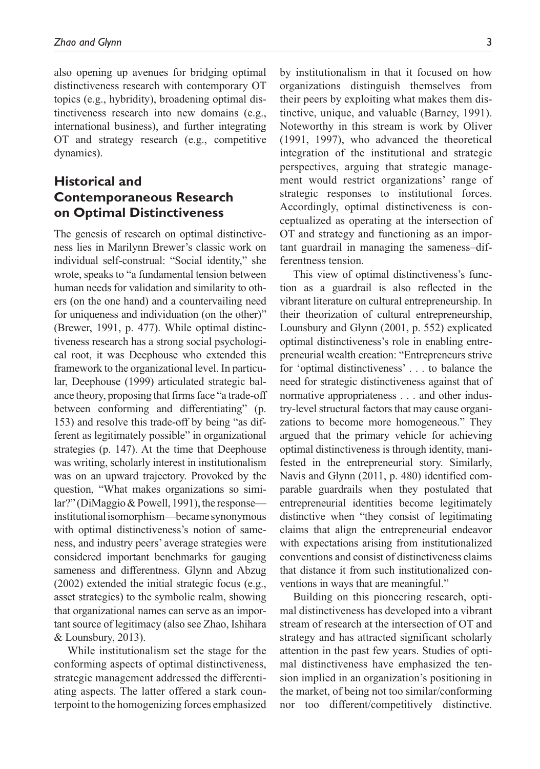also opening up avenues for bridging optimal distinctiveness research with contemporary OT topics (e.g., hybridity), broadening optimal distinctiveness research into new domains (e.g., international business), and further integrating OT and strategy research (e.g., competitive dynamics).

## Historical and Contemporaneous Research on Optimal Distinctiveness

The genesis of research on optimal distinctiveness lies in Marilynn Brewer's classic work on individual self-construal: "Social identity," she wrote, speaks to "a fundamental tension between human needs for validation and similarity to others (on the one hand) and a countervailing need for uniqueness and individuation (on the other)" (Brewer, 1991, p. 477). While optimal distinctiveness research has a strong social psychological root, it was Deephouse who extended this framework to the organizational level. In particular, Deephouse (1999) articulated strategic balance theory, proposing that firms face "a trade-off between conforming and differentiating" (p. 153) and resolve this trade-off by being "as different as legitimately possible" in organizational strategies (p. 147). At the time that Deephouse was writing, scholarly interest in institutionalism was on an upward trajectory. Provoked by the question, "What makes organizations so similar?" (DiMaggio & Powell, 1991), the response—institutional isomorphism—became synonymous with optimal distinctiveness's notion of sameness, and industry peers' average strategies were considered important benchmarks for gauging sameness and differentness. Glynn and Abzug (2002) extended the initial strategic focus (e.g., asset strategies) to the symbolic realm, showing that organizational names can serve as an important source of legitimacy (also see Zhao, Ishihara & Lounsbury, 2013).

While institutionalism set the stage for the conforming aspects of optimal distinctiveness, strategic management addressed the differentiating aspects. The latter offered a stark counterpoint to the homogenizing forces emphasized by institutionalism in that it focused on how organizations distinguish themselves from their peers by exploiting what makes them distinctive, unique, and valuable (Barney, 1991). Noteworthy in this stream is work by Oliver (1991, 1997), who advanced the theoretical integration of the institutional and strategic perspectives, arguing that strategic management would restrict organizations' range of strategic responses to institutional forces. Accordingly, optimal distinctiveness is conceptualized as operating at the intersection of OT and strategy and functioning as an important guardrail in managing the sameness–differentness tension.

This view of optimal distinctiveness's function as a guardrail is also reflected in the vibrant literature on cultural entrepreneurship. In their theorization of cultural entrepreneurship, Lounsbury and Glynn (2001, p. 552) explicated optimal distinctiveness's role in enabling entrepreneurial wealth creation: "Entrepreneurs strive for 'optimal distinctiveness' . . . to balance the need for strategic distinctiveness against that of normative appropriateness . . . and other industry-level structural factors that may cause organizations to become more homogeneous." They argued that the primary vehicle for achieving optimal distinctiveness is through identity, manifested in the entrepreneurial story. Similarly, Navis and Glynn (2011, p. 480) identified comparable guardrails when they postulated that entrepreneurial identities become legitimately distinctive when "they consist of legitimating claims that align the entrepreneurial endeavor with expectations arising from institutionalized conventions and consist of distinctiveness claims that distance it from such institutionalized conventions in ways that are meaningful."

Building on this pioneering research, optimal distinctiveness has developed into a vibrant stream of research at the intersection of OT and strategy and has attracted significant scholarly attention in the past few years. Studies of optimal distinctiveness have emphasized the tension implied in an organization's positioning in the market, of being not too similar/conforming nor too different/competitively distinctive.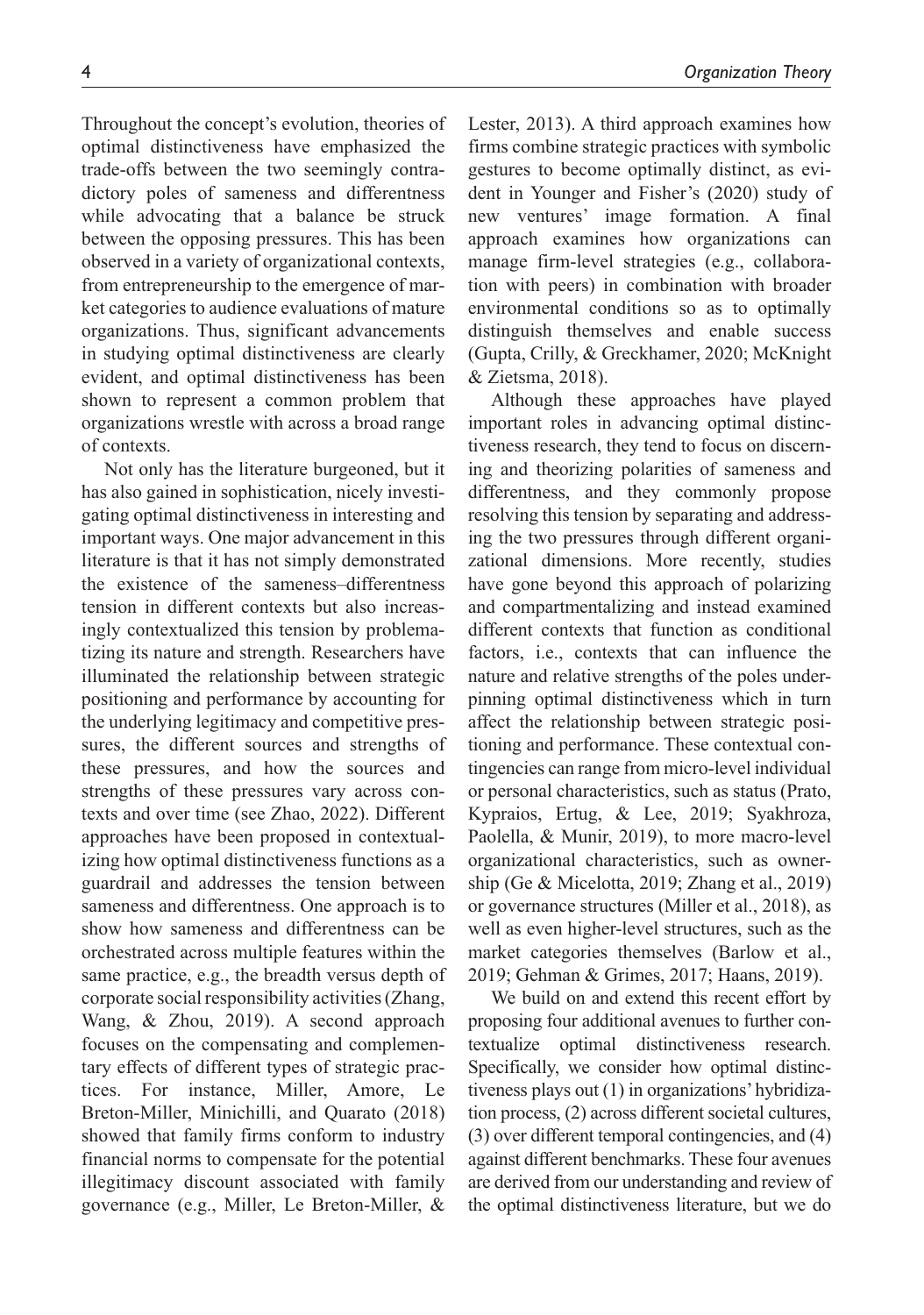Throughout the concept's evolution, theories of optimal distinctiveness have emphasized the trade-offs between the two seemingly contradictory poles of sameness and differentness while advocating that a balance be struck between the opposing pressures. This has been observed in a variety of organizational contexts, from entrepreneurship to the emergence of market categories to audience evaluations of mature organizations. Thus, significant advancements in studying optimal distinctiveness are clearly evident, and optimal distinctiveness has been shown to represent a common problem that organizations wrestle with across a broad range of contexts.

Not only has the literature burgeoned, but it has also gained in sophistication, nicely investigating optimal distinctiveness in interesting and important ways. One major advancement in this literature is that it has not simply demonstrated the existence of the sameness–differentness tension in different contexts but also increasingly contextualized this tension by problematizing its nature and strength. Researchers have illuminated the relationship between strategic positioning and performance by accounting for the underlying legitimacy and competitive pressures, the different sources and strengths of these pressures, and how the sources and strengths of these pressures vary across contexts and over time (see Zhao, 2022). Different approaches have been proposed in contextualizing how optimal distinctiveness functions as a guardrail and addresses the tension between sameness and differentness. One approach is to show how sameness and differentness can be orchestrated across multiple features within the same practice, e.g., the breadth versus depth of corporate social responsibility activities (Zhang, Wang, & Zhou, 2019). A second approach focuses on the compensating and complementary effects of different types of strategic practices. For instance, Miller, Amore, Le Breton-Miller, Minichilli, and Quarato (2018) showed that family firms conform to industry financial norms to compensate for the potential illegitimacy discount associated with family governance (e.g., Miller, Le Breton-Miller, & Lester, 2013). A third approach examines how firms combine strategic practices with symbolic gestures to become optimally distinct, as evident in Younger and Fisher's (2020) study of new ventures' image formation. A final approach examines how organizations can manage firm-level strategies (e.g., collaboration with peers) in combination with broader environmental conditions so as to optimally distinguish themselves and enable success (Gupta, Crilly, & Greckhamer, 2020; McKnight & Zietsma, 2018).

Although these approaches have played important roles in advancing optimal distinctiveness research, they tend to focus on discerning and theorizing polarities of sameness and differentness, and they commonly propose resolving this tension by separating and addressing the two pressures through different organizational dimensions. More recently, studies have gone beyond this approach of polarizing and compartmentalizing and instead examined different contexts that function as conditional factors, i.e., contexts that can influence the nature and relative strengths of the poles underpinning optimal distinctiveness which in turn affect the relationship between strategic positioning and performance. These contextual contingencies can range from micro-level individual or personal characteristics, such as status (Prato, Kypraios, Ertug, & Lee, 2019; Syakhroza, Paolella, & Munir, 2019), to more macro-level organizational characteristics, such as ownership (Ge & Micelotta, 2019; Zhang et al., 2019) or governance structures (Miller et al., 2018), as well as even higher-level structures, such as the market categories themselves (Barlow et al., 2019; Gehman & Grimes, 2017; Haans, 2019).

We build on and extend this recent effort by proposing four additional avenues to further contextualize optimal distinctiveness research. Specifically, we consider how optimal distinctiveness plays out (1) in organizations' hybridization process, (2) across different societal cultures, (3) over different temporal contingencies, and (4) against different benchmarks. These four avenues are derived from our understanding and review of the optimal distinctiveness literature, but we do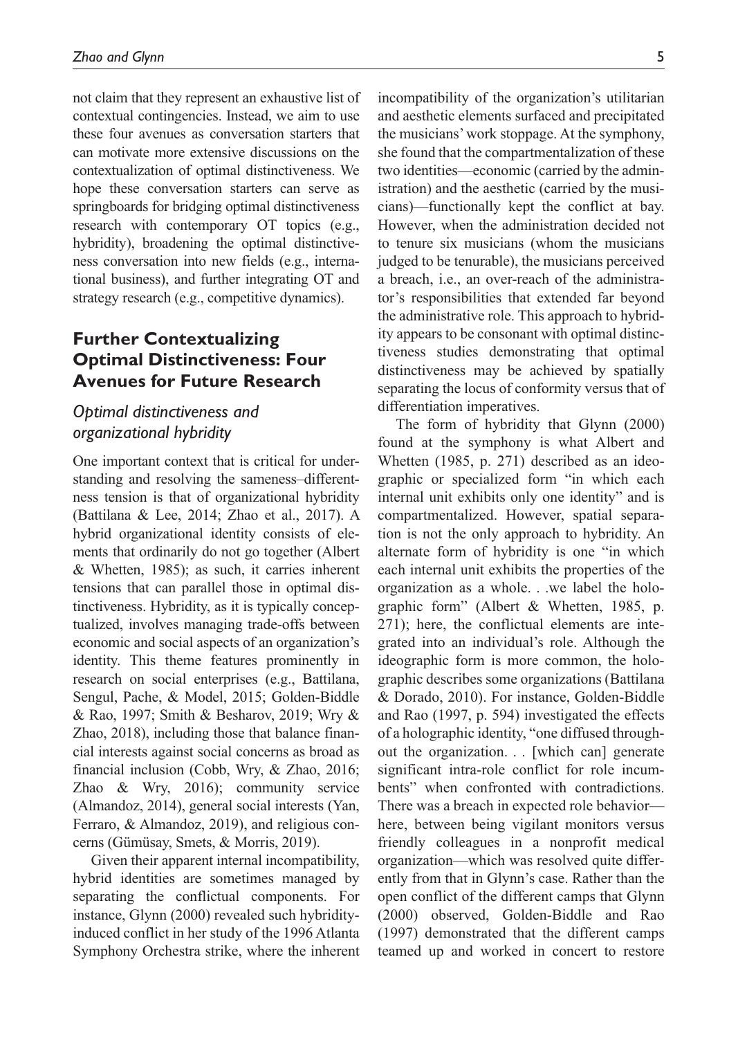not claim that they represent an exhaustive list of contextual contingencies. Instead, we aim to use these four avenues as conversation starters that can motivate more extensive discussions on the contextualization of optimal distinctiveness. We hope these conversation starters can serve as springboards for bridging optimal distinctiveness research with contemporary OT topics (e.g., hybridity), broadening the optimal distinctiveness conversation into new fields (e.g., international business), and further integrating OT and strategy research (e.g., competitive dynamics).

## Further Contextualizing Optimal Distinctiveness: Four Avenues for Future Research

### *Optimal distinctiveness and organizational hybridity*

One important context that is critical for understanding and resolving the sameness–differentness tension is that of organizational hybridity (Battilana & Lee, 2014; Zhao et al., 2017). A hybrid organizational identity consists of elements that ordinarily do not go together (Albert & Whetten, 1985); as such, it carries inherent tensions that can parallel those in optimal distinctiveness. Hybridity, as it is typically conceptualized, involves managing trade-offs between economic and social aspects of an organization's identity. This theme features prominently in research on social enterprises (e.g., Battilana, Sengul, Pache, & Model, 2015; Golden-Biddle & Rao, 1997; Smith & Besharov, 2019; Wry & Zhao, 2018), including those that balance financial interests against social concerns as broad as financial inclusion (Cobb, Wry, & Zhao, 2016; Zhao & Wry, 2016); community service (Almandoz, 2014), general social interests (Yan, Ferraro, & Almandoz, 2019), and religious concerns (Gümüsay, Smets, & Morris, 2019).

Given their apparent internal incompatibility, hybrid identities are sometimes managed by separating the conflictual components. For instance, Glynn (2000) revealed such hybridity-induced conflict in her study of the 1996 Atlanta Symphony Orchestra strike, where the inherent incompatibility of the organization's utilitarian and aesthetic elements surfaced and precipitated the musicians' work stoppage. At the symphony, she found that the compartmentalization of these two identities—economic (carried by the administration) and the aesthetic (carried by the musicians)—functionally kept the conflict at bay. However, when the administration decided not to tenure six musicians (whom the musicians judged to be tenurable), the musicians perceived a breach, i.e., an over-reach of the administrator's responsibilities that extended far beyond the administrative role. This approach to hybridity appears to be consonant with optimal distinctiveness studies demonstrating that optimal distinctiveness may be achieved by spatially separating the locus of conformity versus that of differentiation imperatives.

The form of hybridity that Glynn (2000) found at the symphony is what Albert and Whetten (1985, p. 271) described as an ideographic or specialized form "in which each internal unit exhibits only one identity" and is compartmentalized. However, spatial separation is not the only approach to hybridity. An alternate form of hybridity is one "in which each internal unit exhibits the properties of the organization as a whole. . .we label the holographic form" (Albert & Whetten, 1985, p. 271); here, the conflictual elements are integrated into an individual's role. Although the ideographic form is more common, the holographic describes some organizations (Battilana & Dorado, 2010). For instance, Golden-Biddle and Rao (1997, p. 594) investigated the effects of a holographic identity, "one diffused throughout the organization. . . [which can] generate significant intra-role conflict for role incumbents" when confronted with contradictions. There was a breach in expected role behavior—here, between being vigilant monitors versus friendly colleagues in a nonprofit medical organization—which was resolved quite differently from that in Glynn's case. Rather than the open conflict of the different camps that Glynn (2000) observed, Golden-Biddle and Rao (1997) demonstrated that the different camps teamed up and worked in concert to restore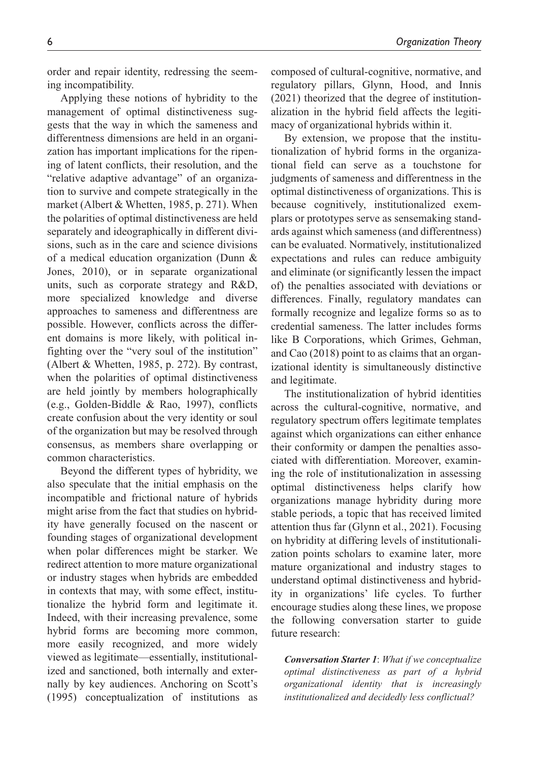order and repair identity, redressing the seeming incompatibility.

Applying these notions of hybridity to the management of optimal distinctiveness suggests that the way in which the sameness and differentness dimensions are held in an organization has important implications for the ripening of latent conflicts, their resolution, and the "relative adaptive advantage" of an organization to survive and compete strategically in the market (Albert & Whetten, 1985, p. 271). When the polarities of optimal distinctiveness are held separately and ideographically in different divisions, such as in the care and science divisions of a medical education organization (Dunn & Jones, 2010), or in separate organizational units, such as corporate strategy and R&D, more specialized knowledge and diverse approaches to sameness and differentness are possible. However, conflicts across the different domains is more likely, with political infighting over the "very soul of the institution" (Albert & Whetten, 1985, p. 272). By contrast, when the polarities of optimal distinctiveness are held jointly by members holographically (e.g., Golden-Biddle & Rao, 1997), conflicts create confusion about the very identity or soul of the organization but may be resolved through consensus, as members share overlapping or common characteristics.

Beyond the different types of hybridity, we also speculate that the initial emphasis on the incompatible and frictional nature of hybrids might arise from the fact that studies on hybridity have generally focused on the nascent or founding stages of organizational development when polar differences might be starker. We redirect attention to more mature organizational or industry stages when hybrids are embedded in contexts that may, with some effect, institutionalize the hybrid form and legitimate it. Indeed, with their increasing prevalence, some hybrid forms are becoming more common, more easily recognized, and more widely viewed as legitimate—essentially, institutionalized and sanctioned, both internally and externally by key audiences. Anchoring on Scott's (1995) conceptualization of institutions as composed of cultural-cognitive, normative, and regulatory pillars, Glynn, Hood, and Innis (2021) theorized that the degree of institutionalization in the hybrid field affects the legitimacy of organizational hybrids within it.

By extension, we propose that the institutionalization of hybrid forms in the organizational field can serve as a touchstone for judgments of sameness and differentness in the optimal distinctiveness of organizations. This is because cognitively, institutionalized exemplars or prototypes serve as sensemaking standards against which sameness (and differentness) can be evaluated. Normatively, institutionalized expectations and rules can reduce ambiguity and eliminate (or significantly lessen the impact of) the penalties associated with deviations or differences. Finally, regulatory mandates can formally recognize and legalize forms so as to credential sameness. The latter includes forms like B Corporations, which Grimes, Gehman, and Cao (2018) point to as claims that an organizational identity is simultaneously distinctive and legitimate.

The institutionalization of hybrid identities across the cultural-cognitive, normative, and regulatory spectrum offers legitimate templates against which organizations can either enhance their conformity or dampen the penalties associated with differentiation. Moreover, examining the role of institutionalization in assessing optimal distinctiveness helps clarify how organizations manage hybridity during more stable periods, a topic that has received limited attention thus far (Glynn et al., 2021). Focusing on hybridity at differing levels of institutionalization points scholars to examine later, more mature organizational and industry stages to understand optimal distinctiveness and hybridity in organizations' life cycles. To further encourage studies along these lines, we propose the following conversation starter to guide future research:

> ***Conversation Starter 1***: *What if we conceptualize optimal distinctiveness as part of a hybrid organizational identity that is increasingly institutionalized and decidedly less conflictual?*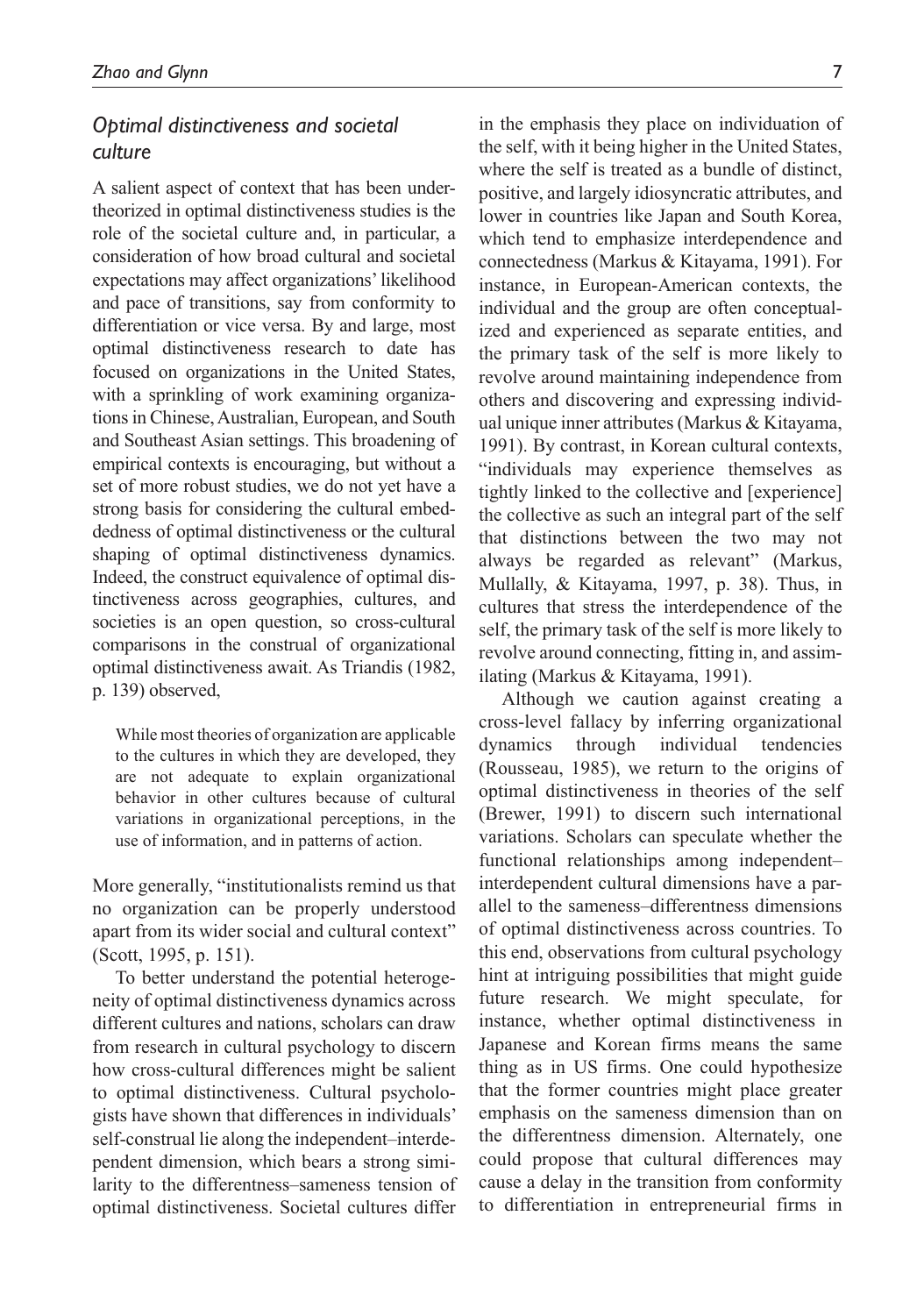### *Optimal distinctiveness and societal culture*

A salient aspect of context that has been undertheorized in optimal distinctiveness studies is the role of the societal culture and, in particular, a consideration of how broad cultural and societal expectations may affect organizations' likelihood and pace of transitions, say from conformity to differentiation or vice versa. By and large, most optimal distinctiveness research to date has focused on organizations in the United States, with a sprinkling of work examining organizations in Chinese, Australian, European, and South and Southeast Asian settings. This broadening of empirical contexts is encouraging, but without a set of more robust studies, we do not yet have a strong basis for considering the cultural embeddedness of optimal distinctiveness or the cultural shaping of optimal distinctiveness dynamics. Indeed, the construct equivalence of optimal distinctiveness across geographies, cultures, and societies is an open question, so cross-cultural comparisons in the construal of organizational optimal distinctiveness await. As Triandis (1982, p. 139) observed,

> While most theories of organization are applicable to the cultures in which they are developed, they are not adequate to explain organizational behavior in other cultures because of cultural variations in organizational perceptions, in the use of information, and in patterns of action.

More generally, "institutionalists remind us that no organization can be properly understood apart from its wider social and cultural context" (Scott, 1995, p. 151).

To better understand the potential heterogeneity of optimal distinctiveness dynamics across different cultures and nations, scholars can draw from research in cultural psychology to discern how cross-cultural differences might be salient to optimal distinctiveness. Cultural psychologists have shown that differences in individuals' self-construal lie along the independent–interdependent dimension, which bears a strong similarity to the differentness–sameness tension of optimal distinctiveness. Societal cultures differ in the emphasis they place on individuation of the self, with it being higher in the United States, where the self is treated as a bundle of distinct, positive, and largely idiosyncratic attributes, and lower in countries like Japan and South Korea, which tend to emphasize interdependence and connectedness (Markus & Kitayama, 1991). For instance, in European-American contexts, the individual and the group are often conceptualized and experienced as separate entities, and the primary task of the self is more likely to revolve around maintaining independence from others and discovering and expressing individual unique inner attributes (Markus & Kitayama, 1991). By contrast, in Korean cultural contexts, "individuals may experience themselves as tightly linked to the collective and [experience] the collective as such an integral part of the self that distinctions between the two may not always be regarded as relevant" (Markus, Mullally, & Kitayama, 1997, p. 38). Thus, in cultures that stress the interdependence of the self, the primary task of the self is more likely to revolve around connecting, fitting in, and assimilating (Markus & Kitayama, 1991).

Although we caution against creating a cross-level fallacy by inferring organizational dynamics through individual tendencies (Rousseau, 1985), we return to the origins of optimal distinctiveness in theories of the self (Brewer, 1991) to discern such international variations. Scholars can speculate whether the functional relationships among independent–interdependent cultural dimensions have a parallel to the sameness–differentness dimensions of optimal distinctiveness across countries. To this end, observations from cultural psychology hint at intriguing possibilities that might guide future research. We might speculate, for instance, whether optimal distinctiveness in Japanese and Korean firms means the same thing as in US firms. One could hypothesize that the former countries might place greater emphasis on the sameness dimension than on the differentness dimension. Alternately, one could propose that cultural differences may cause a delay in the transition from conformity to differentiation in entrepreneurial firms in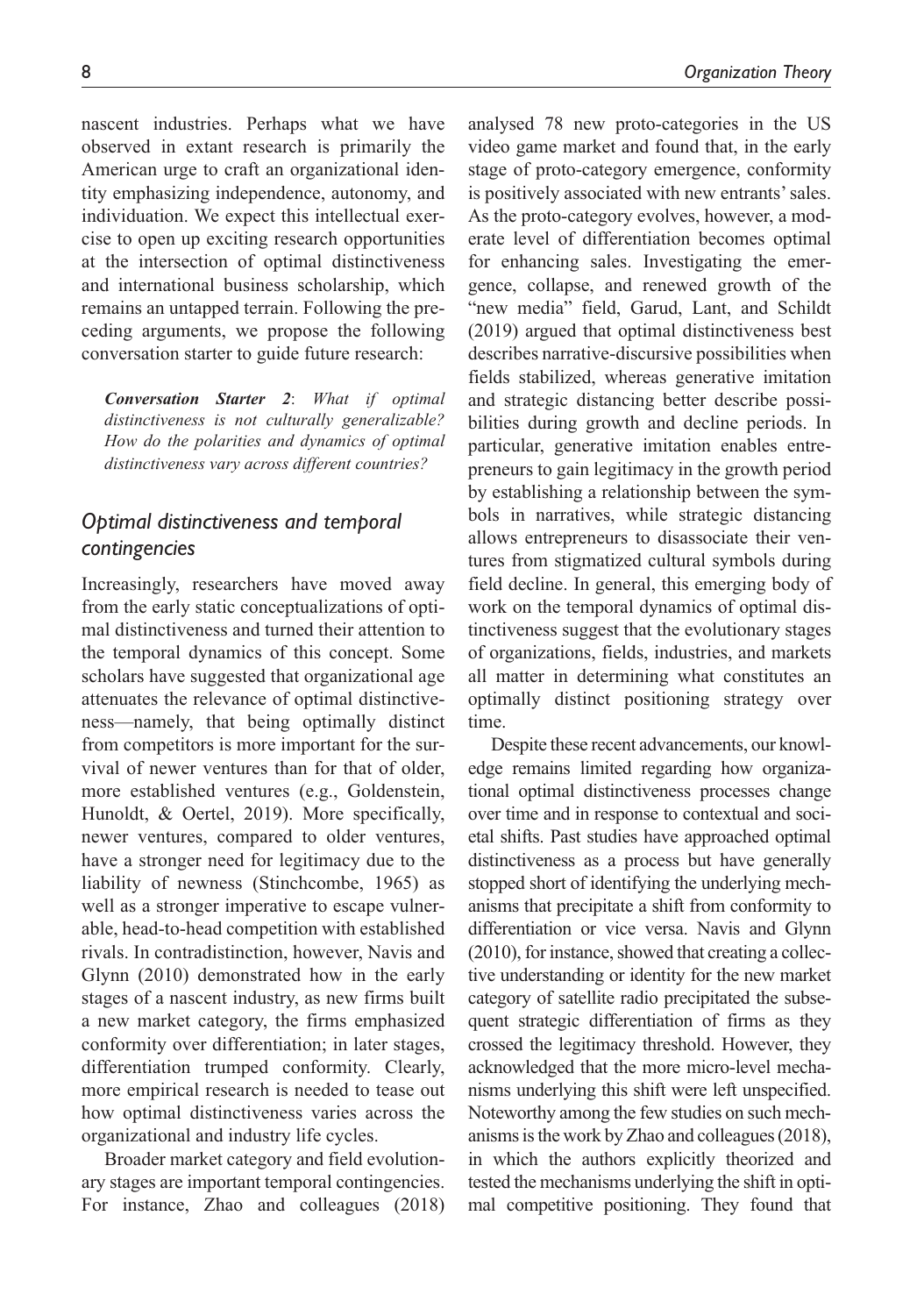nascent industries. Perhaps what we have observed in extant research is primarily the American urge to craft an organizational identity emphasizing independence, autonomy, and individuation. We expect this intellectual exercise to open up exciting research opportunities at the intersection of optimal distinctiveness and international business scholarship, which remains an untapped terrain. Following the preceding arguments, we propose the following conversation starter to guide future research:

> ***Conversation Starter 2***: *What if optimal distinctiveness is not culturally generalizable? How do the polarities and dynamics of optimal distinctiveness vary across different countries?*

## *Optimal distinctiveness and temporal contingencies*

Increasingly, researchers have moved away from the early static conceptualizations of optimal distinctiveness and turned their attention to the temporal dynamics of this concept. Some scholars have suggested that organizational age attenuates the relevance of optimal distinctiveness—namely, that being optimally distinct from competitors is more important for the survival of newer ventures than for that of older, more established ventures (e.g., Goldenstein, Hunoldt, & Oertel, 2019). More specifically, newer ventures, compared to older ventures, have a stronger need for legitimacy due to the liability of newness (Stinchcombe, 1965) as well as a stronger imperative to escape vulnerable, head-to-head competition with established rivals. In contradistinction, however, Navis and Glynn (2010) demonstrated how in the early stages of a nascent industry, as new firms built a new market category, the firms emphasized conformity over differentiation; in later stages, differentiation trumped conformity. Clearly, more empirical research is needed to tease out how optimal distinctiveness varies across the organizational and industry life cycles.

Broader market category and field evolutionary stages are important temporal contingencies. For instance, Zhao and colleagues (2018) analysed 78 new proto-categories in the US video game market and found that, in the early stage of proto-category emergence, conformity is positively associated with new entrants' sales. As the proto-category evolves, however, a moderate level of differentiation becomes optimal for enhancing sales. Investigating the emergence, collapse, and renewed growth of the "new media" field, Garud, Lant, and Schildt (2019) argued that optimal distinctiveness best describes narrative-discursive possibilities when fields stabilized, whereas generative imitation and strategic distancing better describe possibilities during growth and decline periods. In particular, generative imitation enables entrepreneurs to gain legitimacy in the growth period by establishing a relationship between the symbols in narratives, while strategic distancing allows entrepreneurs to disassociate their ventures from stigmatized cultural symbols during field decline. In general, this emerging body of work on the temporal dynamics of optimal distinctiveness suggest that the evolutionary stages of organizations, fields, industries, and markets all matter in determining what constitutes an optimally distinct positioning strategy over time.

Despite these recent advancements, our knowledge remains limited regarding how organizational optimal distinctiveness processes change over time and in response to contextual and societal shifts. Past studies have approached optimal distinctiveness as a process but have generally stopped short of identifying the underlying mechanisms that precipitate a shift from conformity to differentiation or vice versa. Navis and Glynn (2010), for instance, showed that creating a collective understanding or identity for the new market category of satellite radio precipitated the subsequent strategic differentiation of firms as they crossed the legitimacy threshold. However, they acknowledged that the more micro-level mechanisms underlying this shift were left unspecified. Noteworthy among the few studies on such mechanisms is the work by Zhao and colleagues (2018), in which the authors explicitly theorized and tested the mechanisms underlying the shift in optimal competitive positioning. They found that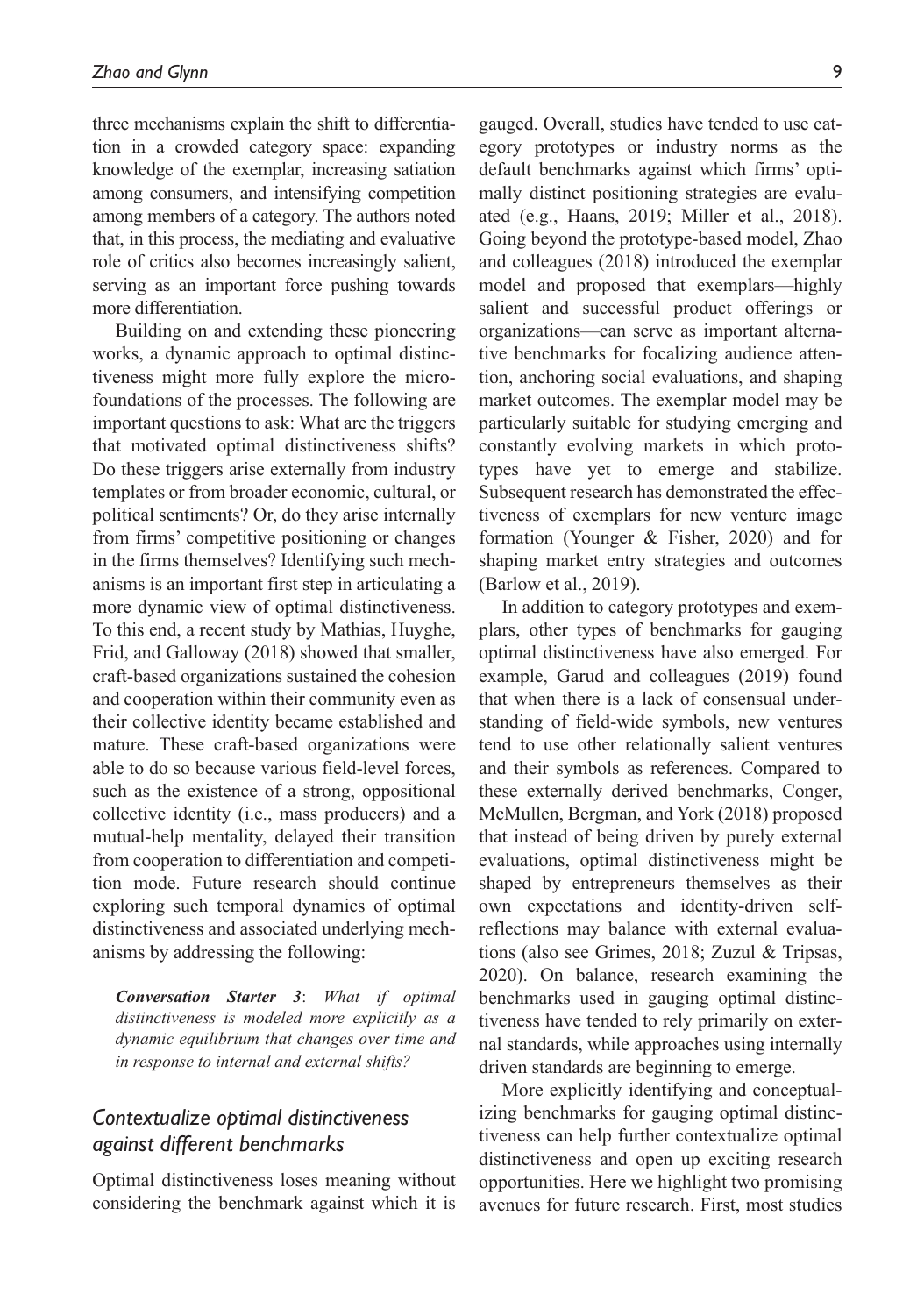three mechanisms explain the shift to differentiation in a crowded category space: expanding knowledge of the exemplar, increasing satiation among consumers, and intensifying competition among members of a category. The authors noted that, in this process, the mediating and evaluative role of critics also becomes increasingly salient, serving as an important force pushing towards more differentiation.

Building on and extending these pioneering works, a dynamic approach to optimal distinctiveness might more fully explore the microfoundations of the processes. The following are important questions to ask: What are the triggers that motivated optimal distinctiveness shifts? Do these triggers arise externally from industry templates or from broader economic, cultural, or political sentiments? Or, do they arise internally from firms' competitive positioning or changes in the firms themselves? Identifying such mechanisms is an important first step in articulating a more dynamic view of optimal distinctiveness. To this end, a recent study by Mathias, Huyghe, Frid, and Galloway (2018) showed that smaller, craft-based organizations sustained the cohesion and cooperation within their community even as their collective identity became established and mature. These craft-based organizations were able to do so because various field-level forces, such as the existence of a strong, oppositional collective identity (i.e., mass producers) and a mutual-help mentality, delayed their transition from cooperation to differentiation and competition mode. Future research should continue exploring such temporal dynamics of optimal distinctiveness and associated underlying mechanisms by addressing the following:

> ***Conversation Starter 3***: *What if optimal distinctiveness is modeled more explicitly as a dynamic equilibrium that changes over time and in response to internal and external shifts?*

## *Contextualize optimal distinctiveness against different benchmarks*

Optimal distinctiveness loses meaning without considering the benchmark against which it is gauged. Overall, studies have tended to use category prototypes or industry norms as the default benchmarks against which firms' optimally distinct positioning strategies are evaluated (e.g., Haans, 2019; Miller et al., 2018). Going beyond the prototype-based model, Zhao and colleagues (2018) introduced the exemplar model and proposed that exemplars—highly salient and successful product offerings or organizations—can serve as important alternative benchmarks for focalizing audience attention, anchoring social evaluations, and shaping market outcomes. The exemplar model may be particularly suitable for studying emerging and constantly evolving markets in which prototypes have yet to emerge and stabilize. Subsequent research has demonstrated the effectiveness of exemplars for new venture image formation (Younger & Fisher, 2020) and for shaping market entry strategies and outcomes (Barlow et al., 2019).

In addition to category prototypes and exemplars, other types of benchmarks for gauging optimal distinctiveness have also emerged. For example, Garud and colleagues (2019) found that when there is a lack of consensual understanding of field-wide symbols, new ventures tend to use other relationally salient ventures and their symbols as references. Compared to these externally derived benchmarks, Conger, McMullen, Bergman, and York (2018) proposed that instead of being driven by purely external evaluations, optimal distinctiveness might be shaped by entrepreneurs themselves as their own expectations and identity-driven self-reflections may balance with external evaluations (also see Grimes, 2018; Zuzul & Tripsas, 2020). On balance, research examining the benchmarks used in gauging optimal distinctiveness have tended to rely primarily on external standards, while approaches using internally driven standards are beginning to emerge.

More explicitly identifying and conceptualizing benchmarks for gauging optimal distinctiveness can help further contextualize optimal distinctiveness and open up exciting research opportunities. Here we highlight two promising avenues for future research. First, most studies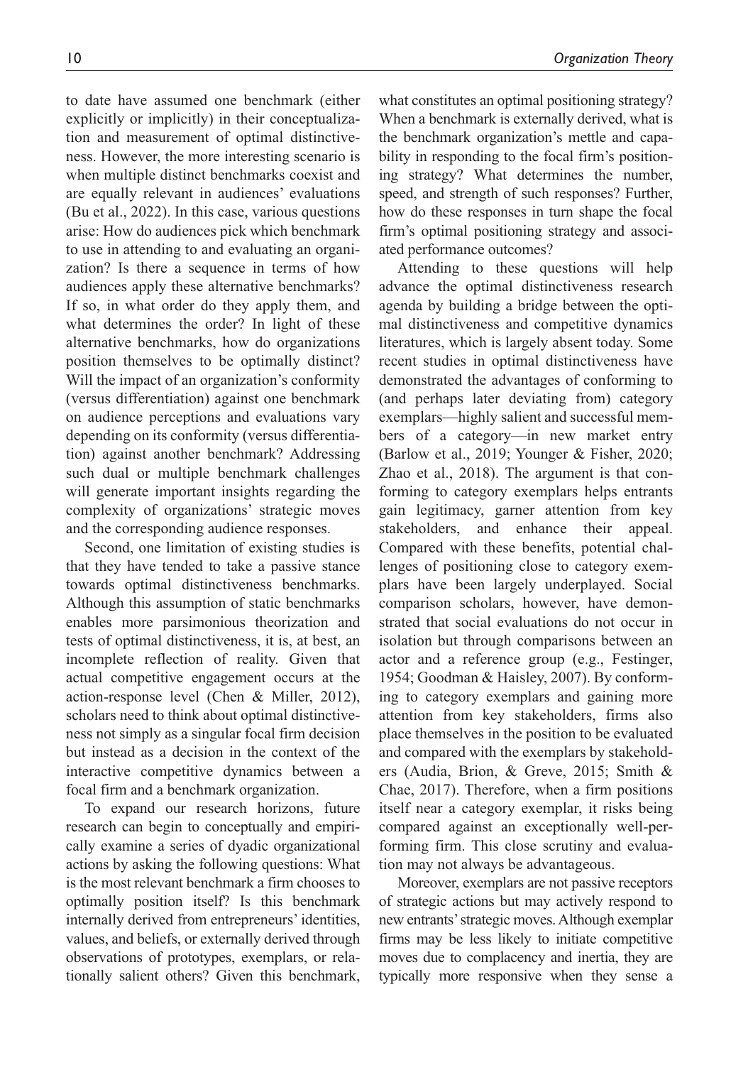to date have assumed one benchmark (either explicitly or implicitly) in their conceptualization and measurement of optimal distinctiveness. However, the more interesting scenario is when multiple distinct benchmarks coexist and are equally relevant in audiences' evaluations (Bu et al., 2022). In this case, various questions arise: How do audiences pick which benchmark to use in attending to and evaluating an organization? Is there a sequence in terms of how audiences apply these alternative benchmarks? If so, in what order do they apply them, and what determines the order? In light of these alternative benchmarks, how do organizations position themselves to be optimally distinct? Will the impact of an organization's conformity (versus differentiation) against one benchmark on audience perceptions and evaluations vary depending on its conformity (versus differentiation) against another benchmark? Addressing such dual or multiple benchmark challenges will generate important insights regarding the complexity of organizations' strategic moves and the corresponding audience responses.

Second, one limitation of existing studies is that they have tended to take a passive stance towards optimal distinctiveness benchmarks. Although this assumption of static benchmarks enables more parsimonious theorization and tests of optimal distinctiveness, it is, at best, an incomplete reflection of reality. Given that actual competitive engagement occurs at the action-response level (Chen & Miller, 2012), scholars need to think about optimal distinctiveness not simply as a singular focal firm decision but instead as a decision in the context of the interactive competitive dynamics between a focal firm and a benchmark organization.

To expand our research horizons, future research can begin to conceptually and empirically examine a series of dyadic organizational actions by asking the following questions: What is the most relevant benchmark a firm chooses to optimally position itself? Is this benchmark internally derived from entrepreneurs' identities, values, and beliefs, or externally derived through observations of prototypes, exemplars, or relationally salient others? Given this benchmark, what constitutes an optimal positioning strategy? When a benchmark is externally derived, what is the benchmark organization's mettle and capability in responding to the focal firm's positioning strategy? What determines the number, speed, and strength of such responses? Further, how do these responses in turn shape the focal firm's optimal positioning strategy and associated performance outcomes?

Attending to these questions will help advance the optimal distinctiveness research agenda by building a bridge between the optimal distinctiveness and competitive dynamics literatures, which is largely absent today. Some recent studies in optimal distinctiveness have demonstrated the advantages of conforming to (and perhaps later deviating from) category exemplars—highly salient and successful members of a category—in new market entry (Barlow et al., 2019; Younger & Fisher, 2020; Zhao et al., 2018). The argument is that conforming to category exemplars helps entrants gain legitimacy, garner attention from key stakeholders, and enhance their appeal. Compared with these benefits, potential challenges of positioning close to category exemplars have been largely underplayed. Social comparison scholars, however, have demonstrated that social evaluations do not occur in isolation but through comparisons between an actor and a reference group (e.g., Festinger, 1954; Goodman & Haisley, 2007). By conforming to category exemplars and gaining more attention from key stakeholders, firms also place themselves in the position to be evaluated and compared with the exemplars by stakeholders (Audia, Brion, & Greve, 2015; Smith & Chae, 2017). Therefore, when a firm positions itself near a category exemplar, it risks being compared against an exceptionally well-performing firm. This close scrutiny and evaluation may not always be advantageous.

Moreover, exemplars are not passive receptors of strategic actions but may actively respond to new entrants' strategic moves. Although exemplar firms may be less likely to initiate competitive moves due to complacency and inertia, they are typically more responsive when they sense a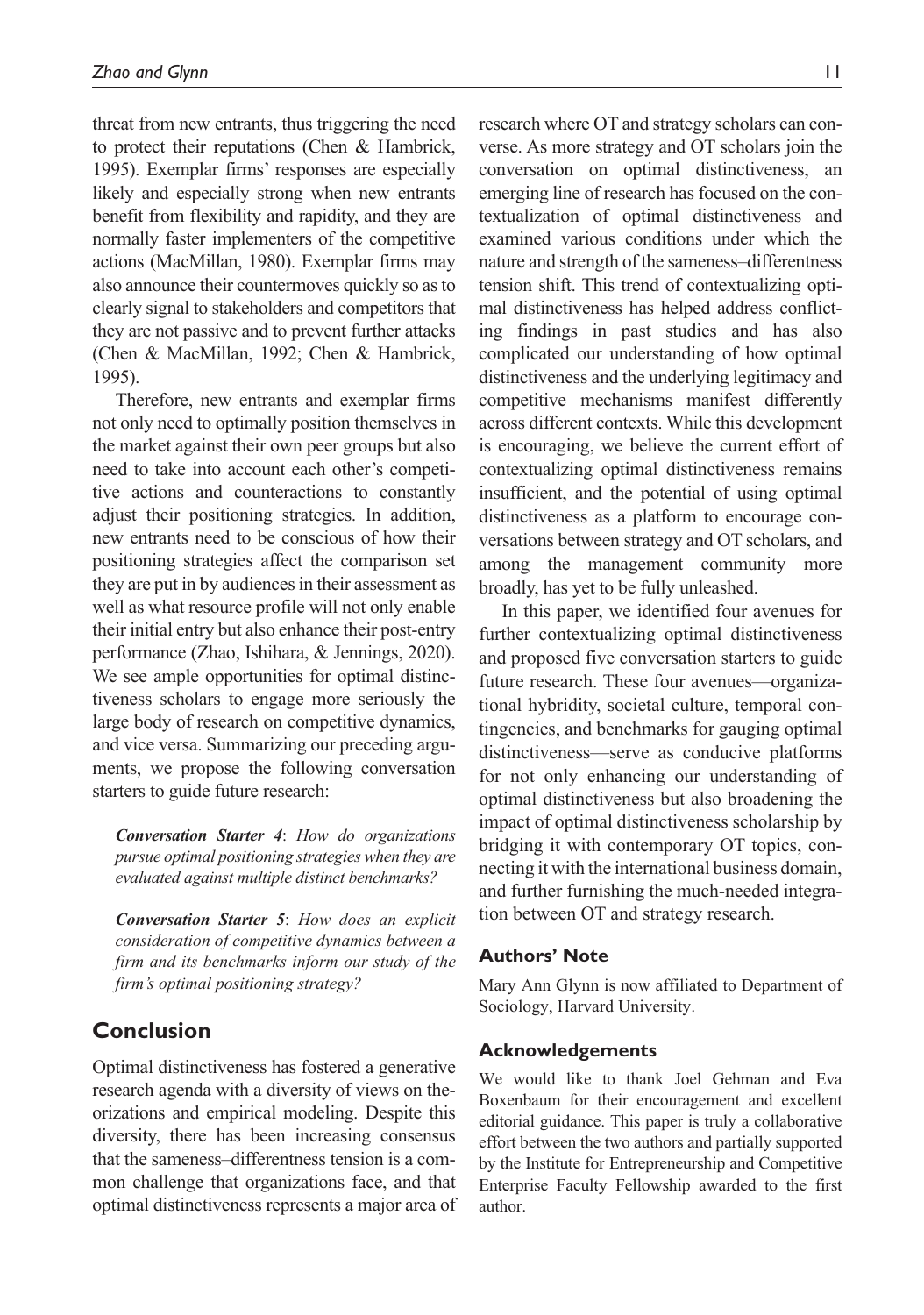threat from new entrants, thus triggering the need to protect their reputations (Chen & Hambrick, 1995). Exemplar firms' responses are especially likely and especially strong when new entrants benefit from flexibility and rapidity, and they are normally faster implementers of the competitive actions (MacMillan, 1980). Exemplar firms may also announce their countermoves quickly so as to clearly signal to stakeholders and competitors that they are not passive and to prevent further attacks (Chen & MacMillan, 1992; Chen & Hambrick, 1995).

Therefore, new entrants and exemplar firms not only need to optimally position themselves in the market against their own peer groups but also need to take into account each other's competitive actions and counteractions to constantly adjust their positioning strategies. In addition, new entrants need to be conscious of how their positioning strategies affect the comparison set they are put in by audiences in their assessment as well as what resource profile will not only enable their initial entry but also enhance their post-entry performance (Zhao, Ishihara, & Jennings, 2020). We see ample opportunities for optimal distinctiveness scholars to engage more seriously the large body of research on competitive dynamics, and vice versa. Summarizing our preceding arguments, we propose the following conversation starters to guide future research:

> ***Conversation Starter 4***: *How do organizations pursue optimal positioning strategies when they are evaluated against multiple distinct benchmarks?*

> ***Conversation Starter 5***: *How does an explicit consideration of competitive dynamics between a firm and its benchmarks inform our study of the firm's optimal positioning strategy?*

## Conclusion

Optimal distinctiveness has fostered a generative research agenda with a diversity of views on theorizations and empirical modeling. Despite this diversity, there has been increasing consensus that the sameness–differentness tension is a common challenge that organizations face, and that optimal distinctiveness represents a major area of research where OT and strategy scholars can converse. As more strategy and OT scholars join the conversation on optimal distinctiveness, an emerging line of research has focused on the contextualization of optimal distinctiveness and examined various conditions under which the nature and strength of the sameness–differentness tension shift. This trend of contextualizing optimal distinctiveness has helped address conflicting findings in past studies and has also complicated our understanding of how optimal distinctiveness and the underlying legitimacy and competitive mechanisms manifest differently across different contexts. While this development is encouraging, we believe the current effort of contextualizing optimal distinctiveness remains insufficient, and the potential of using optimal distinctiveness as a platform to encourage conversations between strategy and OT scholars, and among the management community more broadly, has yet to be fully unleashed.

In this paper, we identified four avenues for further contextualizing optimal distinctiveness and proposed five conversation starters to guide future research. These four avenues—organizational hybridity, societal culture, temporal contingencies, and benchmarks for gauging optimal distinctiveness—serve as conducive platforms for not only enhancing our understanding of optimal distinctiveness but also broadening the impact of optimal distinctiveness scholarship by bridging it with contemporary OT topics, connecting it with the international business domain, and further furnishing the much-needed integration between OT and strategy research.

### Authors' Note

Mary Ann Glynn is now affiliated to Department of Sociology, Harvard University.

### Acknowledgements

We would like to thank Joel Gehman and Eva Boxenbaum for their encouragement and excellent editorial guidance. This paper is truly a collaborative effort between the two authors and partially supported by the Institute for Entrepreneurship and Competitive Enterprise Faculty Fellowship awarded to the first author.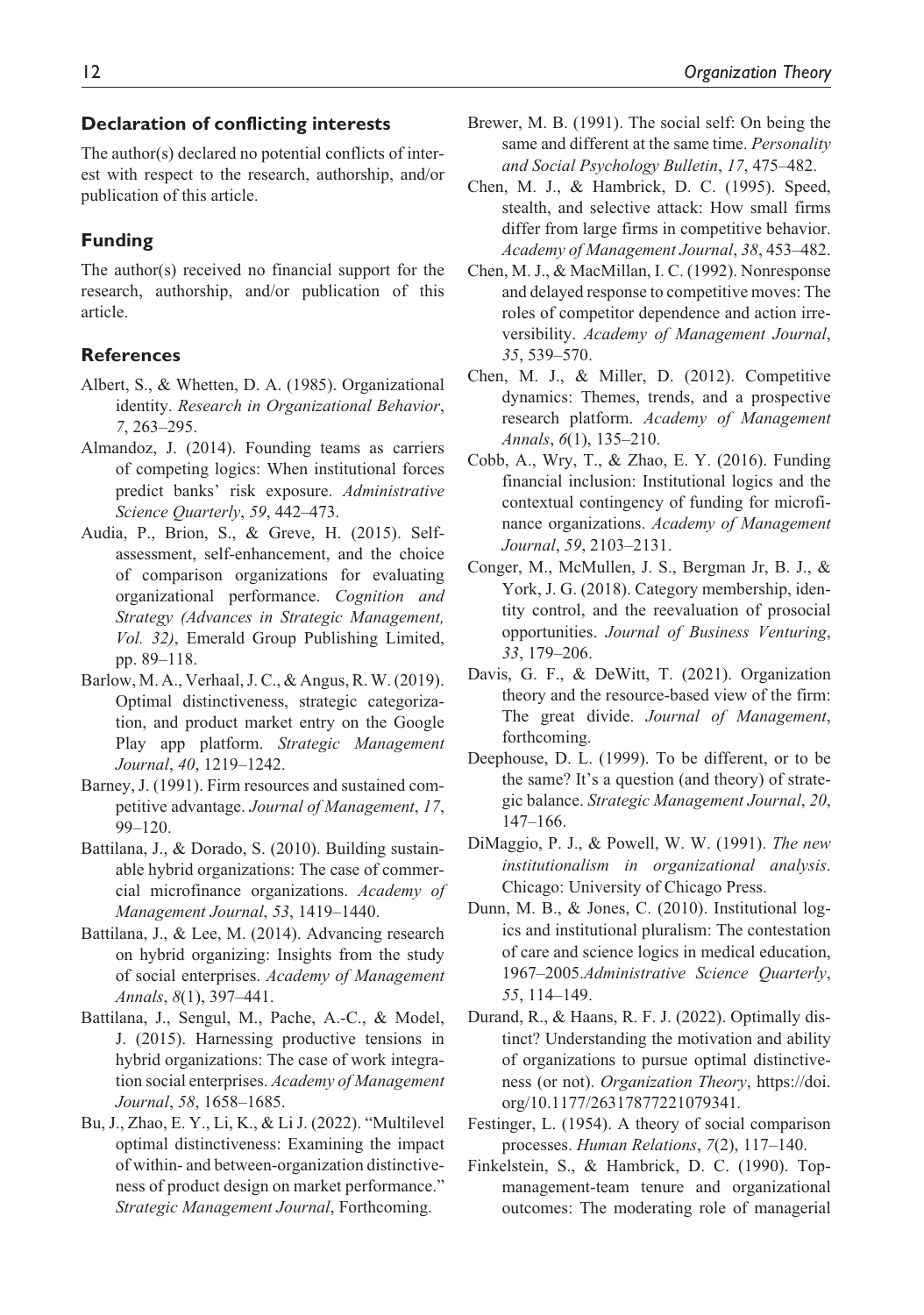## Declaration of conflicting interests

The author(s) declared no potential conflicts of interest with respect to the research, authorship, and/or publication of this article.

## Funding

The author(s) received no financial support for the research, authorship, and/or publication of this article.

## References

Albert, S., & Whetten, D. A. (1985). Organizational identity. *Research in Organizational Behavior*, *7*, 263–295.

Almandoz, J. (2014). Founding teams as carriers of competing logics: When institutional forces predict banks' risk exposure. *Administrative Science Quarterly*, *59*, 442–473.

Audia, P., Brion, S., & Greve, H. (2015). Self-assessment, self-enhancement, and the choice of comparison organizations for evaluating organizational performance. *Cognition and Strategy (Advances in Strategic Management, Vol. 32)*, Emerald Group Publishing Limited, pp. 89–118.

Barlow, M. A., Verhaal, J. C., & Angus, R. W. (2019). Optimal distinctiveness, strategic categorization, and product market entry on the Google Play app platform. *Strategic Management Journal*, *40*, 1219–1242.

Barney, J. (1991). Firm resources and sustained competitive advantage. *Journal of Management*, *17*, 99–120.

Battilana, J., & Dorado, S. (2010). Building sustainable hybrid organizations: The case of commercial microfinance organizations. *Academy of Management Journal*, *53*, 1419–1440.

Battilana, J., & Lee, M. (2014). Advancing research on hybrid organizing: Insights from the study of social enterprises. *Academy of Management Annals*, *8*(1), 397–441.

Battilana, J., Sengul, M., Pache, A.-C., & Model, J. (2015). Harnessing productive tensions in hybrid organizations: The case of work integration social enterprises. *Academy of Management Journal*, *58*, 1658–1685.

Bu, J., Zhao, E. Y., Li, K., & Li J. (2022). "Multilevel optimal distinctiveness: Examining the impact of within- and between-organization distinctiveness of product design on market performance." *Strategic Management Journal*, Forthcoming.

Brewer, M. B. (1991). The social self: On being the same and different at the same time. *Personality and Social Psychology Bulletin*, *17*, 475–482.

Chen, M. J., & Hambrick, D. C. (1995). Speed, stealth, and selective attack: How small firms differ from large firms in competitive behavior. *Academy of Management Journal*, *38*, 453–482.

Chen, M. J., & MacMillan, I. C. (1992). Nonresponse and delayed response to competitive moves: The roles of competitor dependence and action irreversibility. *Academy of Management Journal*, *35*, 539–570.

Chen, M. J., & Miller, D. (2012). Competitive dynamics: Themes, trends, and a prospective research platform. *Academy of Management Annals*, *6*(1), 135–210.

Cobb, A., Wry, T., & Zhao, E. Y. (2016). Funding financial inclusion: Institutional logics and the contextual contingency of funding for microfinance organizations. *Academy of Management Journal*, *59*, 2103–2131.

Conger, M., McMullen, J. S., Bergman Jr, B. J., & York, J. G. (2018). Category membership, identity control, and the reevaluation of prosocial opportunities. *Journal of Business Venturing*, *33*, 179–206.

Davis, G. F., & DeWitt, T. (2021). Organization theory and the resource-based view of the firm: The great divide. *Journal of Management*, forthcoming.

Deephouse, D. L. (1999). To be different, or to be the same? It's a question (and theory) of strategic balance. *Strategic Management Journal*, *20*, 147–166.

DiMaggio, P. J., & Powell, W. W. (1991). *The new institutionalism in organizational analysis*. Chicago: University of Chicago Press.

Dunn, M. B., & Jones, C. (2010). Institutional logics and institutional pluralism: The contestation of care and science logics in medical education, 1967–2005.*Administrative Science Quarterly*, *55*, 114–149.

Durand, R., & Haans, R. F. J. (2022). Optimally distinct? Understanding the motivation and ability of organizations to pursue optimal distinctiveness (or not). *Organization Theory*, https://doi.org/10.1177/26317877221079341.

Festinger, L. (1954). A theory of social comparison processes. *Human Relations*, *7*(2), 117–140.

Finkelstein, S., & Hambrick, D. C. (1990). Top-management-team tenure and organizational outcomes: The moderating role of managerial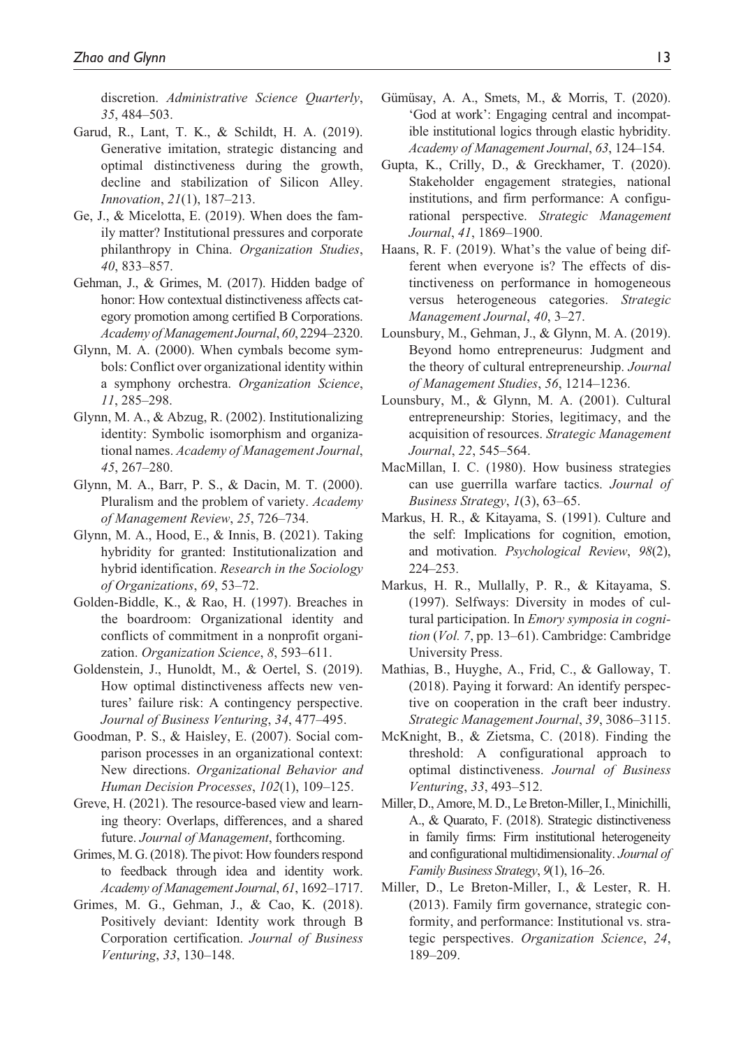discretion. *Administrative Science Quarterly*, *35*, 484–503.

Garud, R., Lant, T. K., & Schildt, H. A. (2019). Generative imitation, strategic distancing and optimal distinctiveness during the growth, decline and stabilization of Silicon Alley. *Innovation*, *21*(1), 187–213.

Ge, J., & Micelotta, E. (2019). When does the family matter? Institutional pressures and corporate philanthropy in China. *Organization Studies*, *40*, 833–857.

Gehman, J., & Grimes, M. (2017). Hidden badge of honor: How contextual distinctiveness affects category promotion among certified B Corporations. *Academy of Management Journal*, *60*, 2294–2320.

Glynn, M. A. (2000). When cymbals become symbols: Conflict over organizational identity within a symphony orchestra. *Organization Science*, *11*, 285–298.

Glynn, M. A., & Abzug, R. (2002). Institutionalizing identity: Symbolic isomorphism and organizational names. *Academy of Management Journal*, *45*, 267–280.

Glynn, M. A., Barr, P. S., & Dacin, M. T. (2000). Pluralism and the problem of variety. *Academy of Management Review*, *25*, 726–734.

Glynn, M. A., Hood, E., & Innis, B. (2021). Taking hybridity for granted: Institutionalization and hybrid identification. *Research in the Sociology of Organizations*, *69*, 53–72.

Golden-Biddle, K., & Rao, H. (1997). Breaches in the boardroom: Organizational identity and conflicts of commitment in a nonprofit organization. *Organization Science*, *8*, 593–611.

Goldenstein, J., Hunoldt, M., & Oertel, S. (2019). How optimal distinctiveness affects new ventures' failure risk: A contingency perspective. *Journal of Business Venturing*, *34*, 477–495.

Goodman, P. S., & Haisley, E. (2007). Social comparison processes in an organizational context: New directions. *Organizational Behavior and Human Decision Processes*, *102*(1), 109–125.

Greve, H. (2021). The resource-based view and learning theory: Overlaps, differences, and a shared future. *Journal of Management*, forthcoming.

Grimes, M. G. (2018). The pivot: How founders respond to feedback through idea and identity work. *Academy of Management Journal*, *61*, 1692–1717.

Grimes, M. G., Gehman, J., & Cao, K. (2018). Positively deviant: Identity work through B Corporation certification. *Journal of Business Venturing*, *33*, 130–148.

Gümüsay, A. A., Smets, M., & Morris, T. (2020). 'God at work': Engaging central and incompatible institutional logics through elastic hybridity. *Academy of Management Journal*, *63*, 124–154.

Gupta, K., Crilly, D., & Greckhamer, T. (2020). Stakeholder engagement strategies, national institutions, and firm performance: A configurational perspective. *Strategic Management Journal*, *41*, 1869–1900.

Haans, R. F. (2019). What's the value of being different when everyone is? The effects of distinctiveness on performance in homogeneous versus heterogeneous categories. *Strategic Management Journal*, *40*, 3–27.

Lounsbury, M., Gehman, J., & Glynn, M. A. (2019). Beyond homo entrepreneurus: Judgment and the theory of cultural entrepreneurship. *Journal of Management Studies*, *56*, 1214–1236.

Lounsbury, M., & Glynn, M. A. (2001). Cultural entrepreneurship: Stories, legitimacy, and the acquisition of resources. *Strategic Management Journal*, *22*, 545–564.

MacMillan, I. C. (1980). How business strategies can use guerrilla warfare tactics. *Journal of Business Strategy*, *1*(3), 63–65.

Markus, H. R., & Kitayama, S. (1991). Culture and the self: Implications for cognition, emotion, and motivation. *Psychological Review*, *98*(2), 224–253.

Markus, H. R., Mullally, P. R., & Kitayama, S. (1997). Selfways: Diversity in modes of cultural participation. In *Emory symposia in cognition* (*Vol. 7*, pp. 13–61). Cambridge: Cambridge University Press.

Mathias, B., Huyghe, A., Frid, C., & Galloway, T. (2018). Paying it forward: An identify perspective on cooperation in the craft beer industry. *Strategic Management Journal*, *39*, 3086–3115.

McKnight, B., & Zietsma, C. (2018). Finding the threshold: A configurational approach to optimal distinctiveness. *Journal of Business Venturing*, *33*, 493–512.

Miller, D., Amore, M. D., Le Breton-Miller, I., Minichilli, A., & Quarato, F. (2018). Strategic distinctiveness in family firms: Firm institutional heterogeneity and configurational multidimensionality. *Journal of Family Business Strategy*, *9*(1), 16–26.

Miller, D., Le Breton-Miller, I., & Lester, R. H. (2013). Family firm governance, strategic conformity, and performance: Institutional vs. strategic perspectives. *Organization Science*, *24*, 189–209.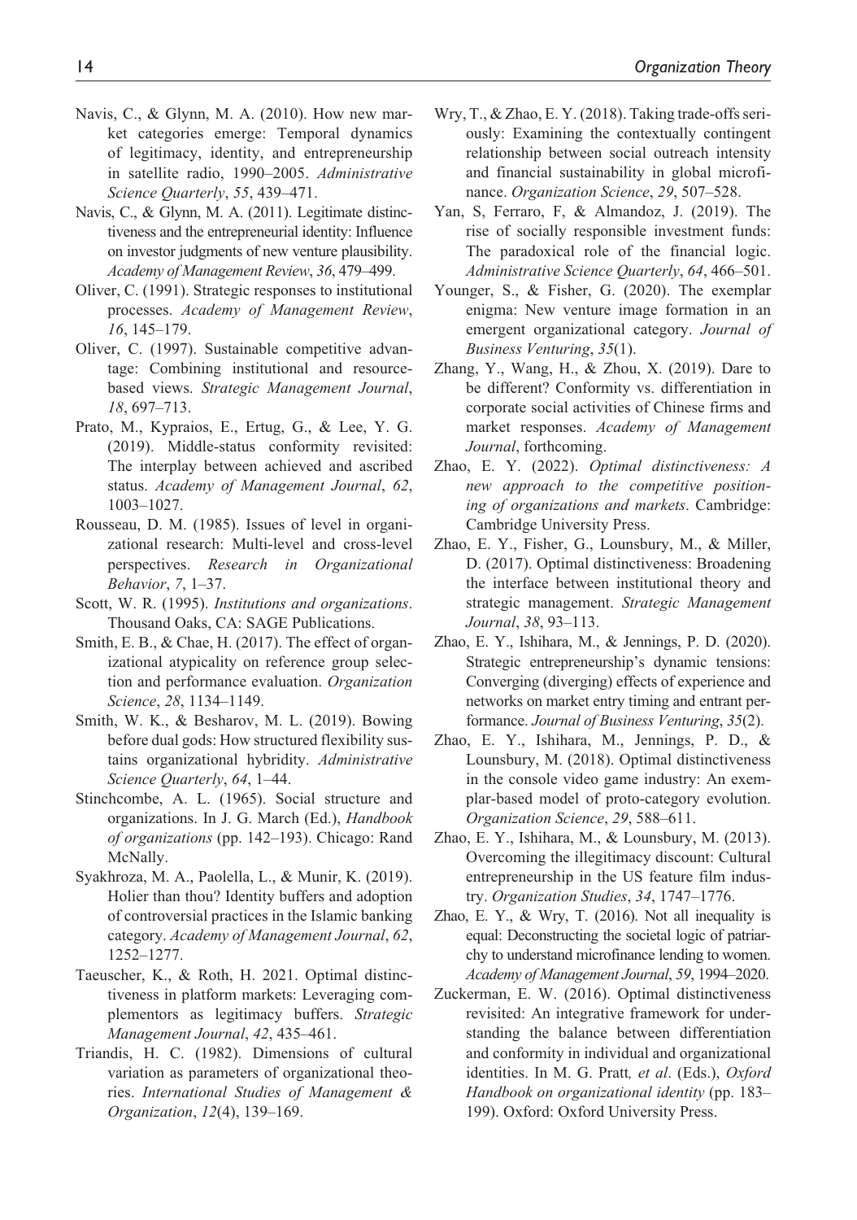Navis, C., & Glynn, M. A. (2010). How new market categories emerge: Temporal dynamics of legitimacy, identity, and entrepreneurship in satellite radio, 1990–2005. *Administrative Science Quarterly*, *55*, 439–471.

Navis, C., & Glynn, M. A. (2011). Legitimate distinctiveness and the entrepreneurial identity: Influence on investor judgments of new venture plausibility. *Academy of Management Review*, *36*, 479–499.

Oliver, C. (1991). Strategic responses to institutional processes. *Academy of Management Review*, *16*, 145–179.

Oliver, C. (1997). Sustainable competitive advantage: Combining institutional and resource-based views. *Strategic Management Journal*, *18*, 697–713.

Prato, M., Kypraios, E., Ertug, G., & Lee, Y. G. (2019). Middle-status conformity revisited: The interplay between achieved and ascribed status. *Academy of Management Journal*, *62*, 1003–1027.

Rousseau, D. M. (1985). Issues of level in organizational research: Multi-level and cross-level perspectives. *Research in Organizational Behavior*, *7*, 1–37.

Scott, W. R. (1995). *Institutions and organizations*. Thousand Oaks, CA: SAGE Publications.

Smith, E. B., & Chae, H. (2017). The effect of organizational atypicality on reference group selection and performance evaluation. *Organization Science*, *28*, 1134–1149.

Smith, W. K., & Besharov, M. L. (2019). Bowing before dual gods: How structured flexibility sustains organizational hybridity. *Administrative Science Quarterly*, *64*, 1–44.

Stinchcombe, A. L. (1965). Social structure and organizations. In J. G. March (Ed.), *Handbook of organizations* (pp. 142–193). Chicago: Rand McNally.

Syakhroza, M. A., Paolella, L., & Munir, K. (2019). Holier than thou? Identity buffers and adoption of controversial practices in the Islamic banking category. *Academy of Management Journal*, *62*, 1252–1277.

Taeuscher, K., & Roth, H. 2021. Optimal distinctiveness in platform markets: Leveraging complementors as legitimacy buffers. *Strategic Management Journal*, *42*, 435–461.

Triandis, H. C. (1982). Dimensions of cultural variation as parameters of organizational theories. *International Studies of Management & Organization*, *12*(4), 139–169.

Wry, T., & Zhao, E. Y. (2018). Taking trade-offs seriously: Examining the contextually contingent relationship between social outreach intensity and financial sustainability in global microfinance. *Organization Science*, *29*, 507–528.

Yan, S, Ferraro, F, & Almandoz, J. (2019). The rise of socially responsible investment funds: The paradoxical role of the financial logic. *Administrative Science Quarterly*, *64*, 466–501.

Younger, S., & Fisher, G. (2020). The exemplar enigma: New venture image formation in an emergent organizational category. *Journal of Business Venturing*, *35*(1).

Zhang, Y., Wang, H., & Zhou, X. (2019). Dare to be different? Conformity vs. differentiation in corporate social activities of Chinese firms and market responses. *Academy of Management Journal*, forthcoming.

Zhao, E. Y. (2022). *Optimal distinctiveness: A new approach to the competitive positioning of organizations and markets*. Cambridge: Cambridge University Press.

Zhao, E. Y., Fisher, G., Lounsbury, M., & Miller, D. (2017). Optimal distinctiveness: Broadening the interface between institutional theory and strategic management. *Strategic Management Journal*, *38*, 93–113.

Zhao, E. Y., Ishihara, M., & Jennings, P. D. (2020). Strategic entrepreneurship's dynamic tensions: Converging (diverging) effects of experience and networks on market entry timing and entrant performance. *Journal of Business Venturing*, *35*(2).

Zhao, E. Y., Ishihara, M., Jennings, P. D., & Lounsbury, M. (2018). Optimal distinctiveness in the console video game industry: An exemplar-based model of proto-category evolution. *Organization Science*, *29*, 588–611.

Zhao, E. Y., Ishihara, M., & Lounsbury, M. (2013). Overcoming the illegitimacy discount: Cultural entrepreneurship in the US feature film industry. *Organization Studies*, *34*, 1747–1776.

Zhao, E. Y., & Wry, T. (2016). Not all inequality is equal: Deconstructing the societal logic of patriarchy to understand microfinance lending to women. *Academy of Management Journal*, *59*, 1994–2020.

Zuckerman, E. W. (2016). Optimal distinctiveness revisited: An integrative framework for understanding the balance between differentiation and conformity in individual and organizational identities. In M. G. Pratt*, et al*. (Eds.), *Oxford Handbook on organizational identity* (pp. 183–199). Oxford: Oxford University Press.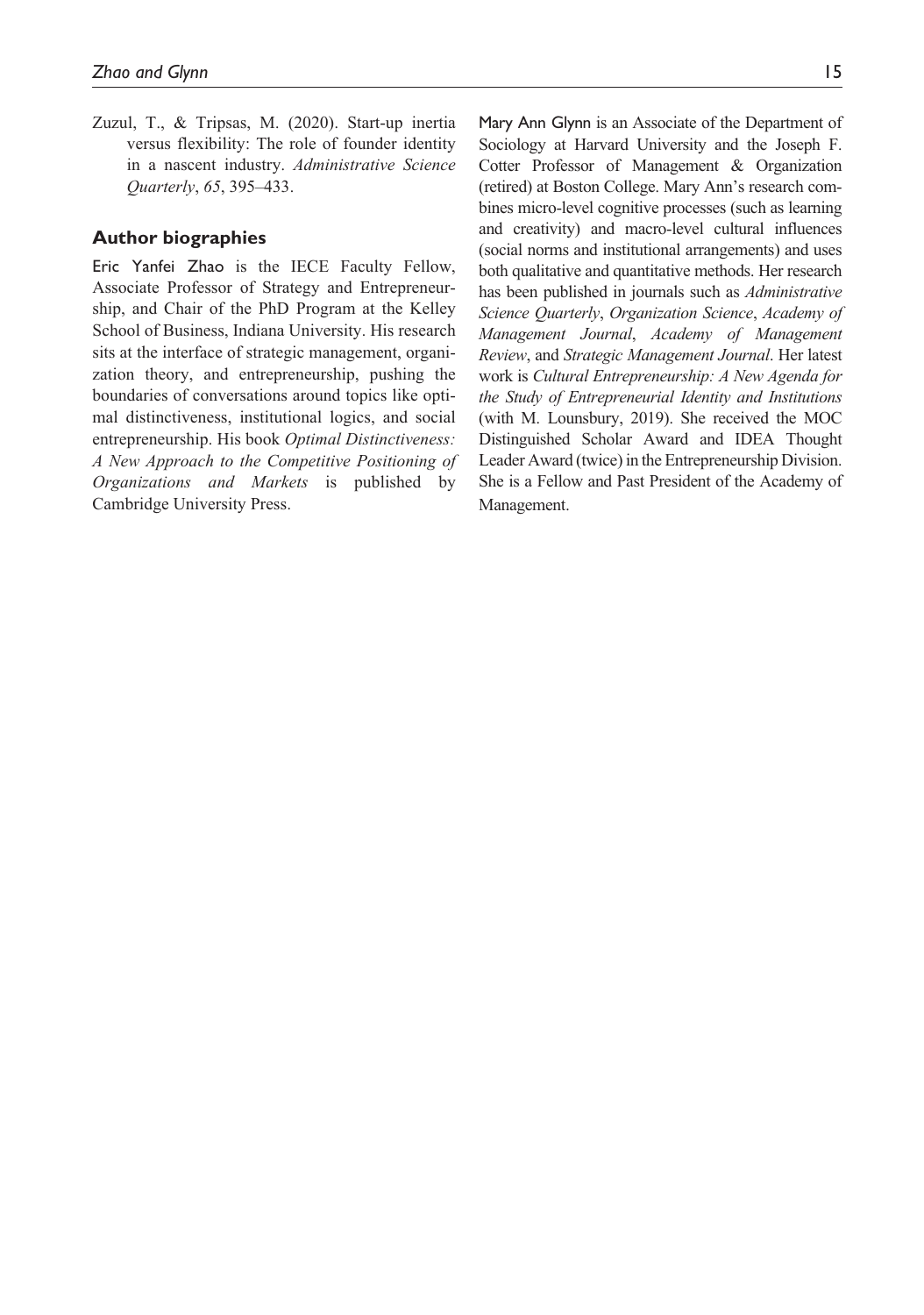Zuzul, T., & Tripsas, M. (2020). Start-up inertia versus flexibility: The role of founder identity in a nascent industry. *Administrative Science Quarterly*, *65*, 395–433.

## Author biographies

Eric Yanfei Zhao is the IECE Faculty Fellow, Associate Professor of Strategy and Entrepreneurship, and Chair of the PhD Program at the Kelley School of Business, Indiana University. His research sits at the interface of strategic management, organization theory, and entrepreneurship, pushing the boundaries of conversations around topics like optimal distinctiveness, institutional logics, and social entrepreneurship. His book *Optimal Distinctiveness: A New Approach to the Competitive Positioning of Organizations and Markets* is published by Cambridge University Press.

Mary Ann Glynn is an Associate of the Department of Sociology at Harvard University and the Joseph F. Cotter Professor of Management & Organization (retired) at Boston College. Mary Ann's research combines micro-level cognitive processes (such as learning and creativity) and macro-level cultural influences (social norms and institutional arrangements) and uses both qualitative and quantitative methods. Her research has been published in journals such as *Administrative Science Quarterly*, *Organization Science*, *Academy of Management Journal*, *Academy of Management Review*, and *Strategic Management Journal*. Her latest work is *Cultural Entrepreneurship: A New Agenda for the Study of Entrepreneurial Identity and Institutions* (with M. Lounsbury, 2019). She received the MOC Distinguished Scholar Award and IDEA Thought Leader Award (twice) in the Entrepreneurship Division. She is a Fellow and Past President of the Academy of Management.